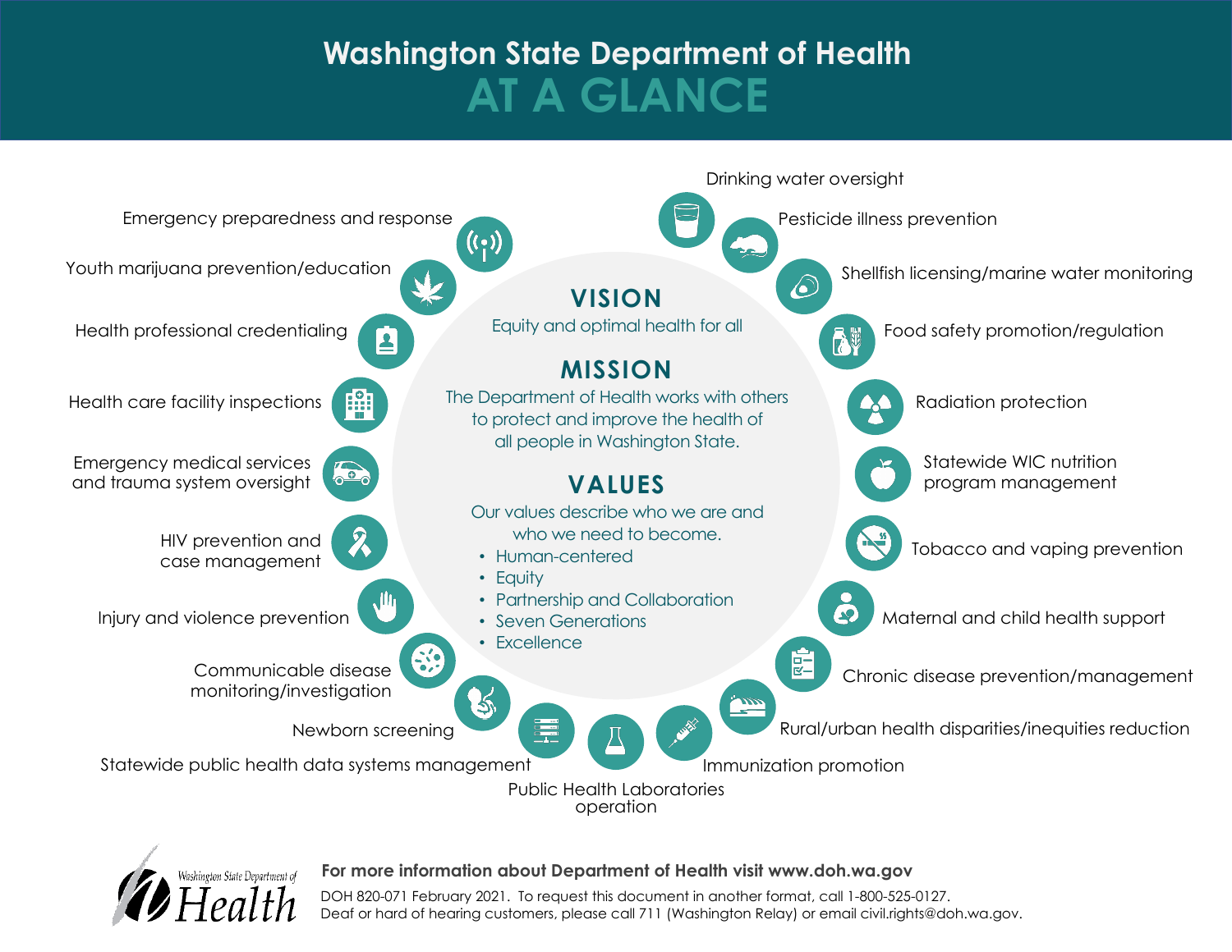# Washington State Department of Health

## AT A GLANCE

## VISION

Equity and optimal health for all

## MISSION

The Department of Health works with others to protect and improve the health of all people in Washington State.

## VALUES

Our values describe who we are and who we need to become.

- Human-centered
- Equity
- Partnership and Collaboration
- Seven Generations
- Excellence

---

- Drinking water oversight
- Pesticide illness prevention
- Shellfish licensing/marine water monitoring
- Food safety promotion/regulation
- Radiation protection
- Statewide WIC nutrition program management
- Tobacco and vaping prevention
- Maternal and child health support
- Chronic disease prevention/management
- Rural/urban health disparities/inequities reduction
- Immunization promotion
- Public Health Laboratories operation
- Statewide public health data systems management
- Newborn screening
- Communicable disease monitoring/investigation
- Injury and violence prevention
- HIV prevention and case management
- Emergency medical services and trauma system oversight
- Health care facility inspections
- Health professional credentialing
- Youth marijuana prevention/education
- Emergency preparedness and response

---

Washington State Department of Health

**For more information about Department of Health visit www.doh.wa.gov**

DOH 820-071 February 2021. To request this document in another format, call 1-800-525-0127. Deaf or hard of hearing customers, please call 711 (Washington Relay) or email civil.rights@doh.wa.gov.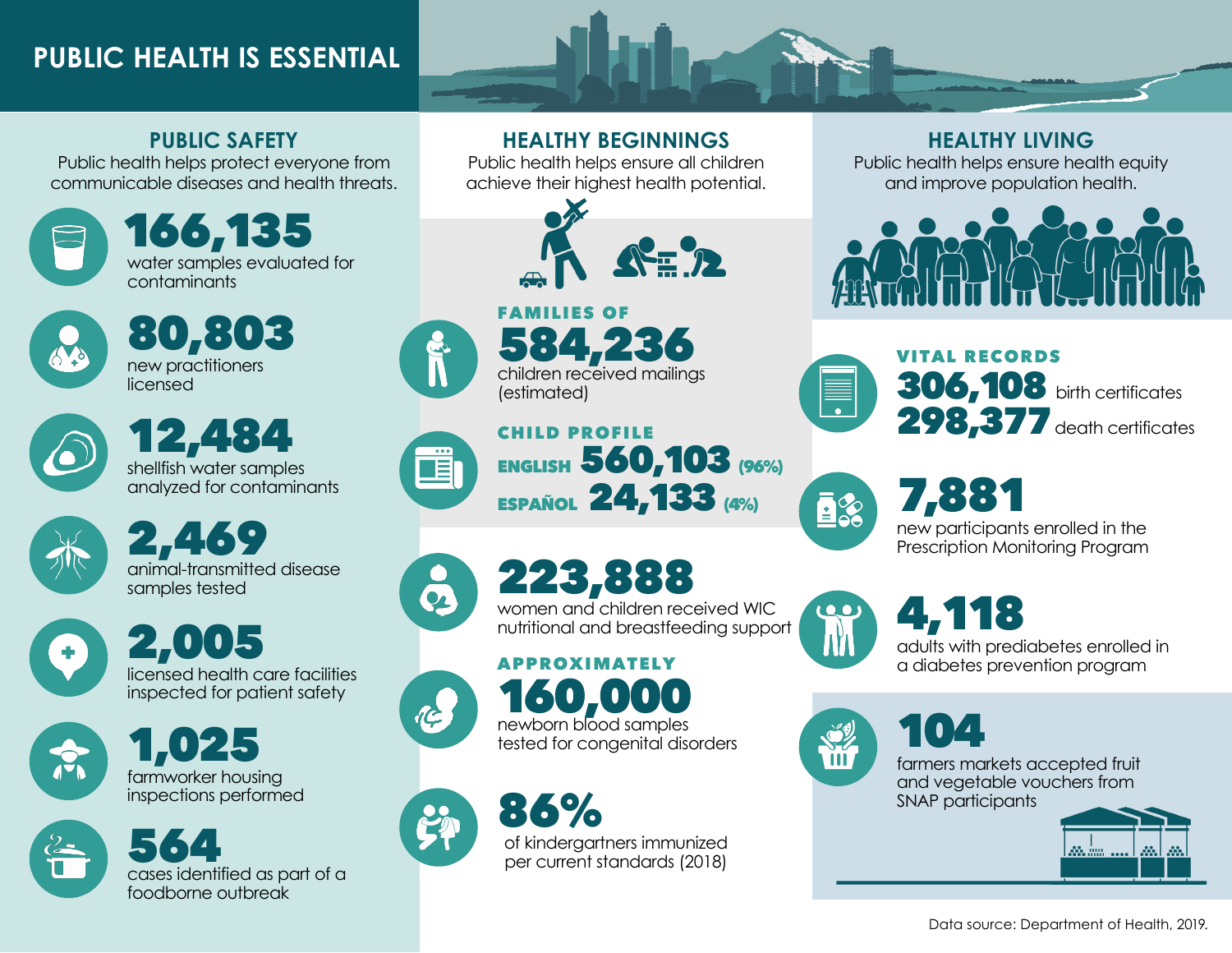# PUBLIC HEALTH IS ESSENTIAL

## PUBLIC SAFETY

Public health helps protect everyone from communicable diseases and health threats.

**166,135**
water samples evaluated for contaminants

**80,803**
new practitioners licensed

**12,484**
shellfish water samples analyzed for contaminants

**2,469**
animal-transmitted disease samples tested

**2,005**
licensed health care facilities inspected for patient safety

**1,025**
farmworker housing inspections performed

**564**
cases identified as part of a foodborne outbreak

## HEALTHY BEGINNINGS

Public health helps ensure all children achieve their highest health potential.

**FAMILIES OF**
**584,236**
children received mailings (estimated)

**CHILD PROFILE**
**ENGLISH 560,103 (96%)**
**ESPAÑOL 24,133 (4%)**

**223,888**
women and children received WIC nutritional and breastfeeding support

**APPROXIMATELY**
**160,000**
newborn blood samples tested for congenital disorders

**86%**
of kindergartners immunized per current standards (2018)

## HEALTHY LIVING

Public health helps ensure health equity and improve population health.

**VITAL RECORDS**
**306,108** birth certificates
**298,377** death certificates

**7,881**
new participants enrolled in the Prescription Monitoring Program

**4,118**
adults with prediabetes enrolled in a diabetes prevention program

**104**
farmers markets accepted fruit and vegetable vouchers from SNAP participants

Data source: Department of Health, 2019.